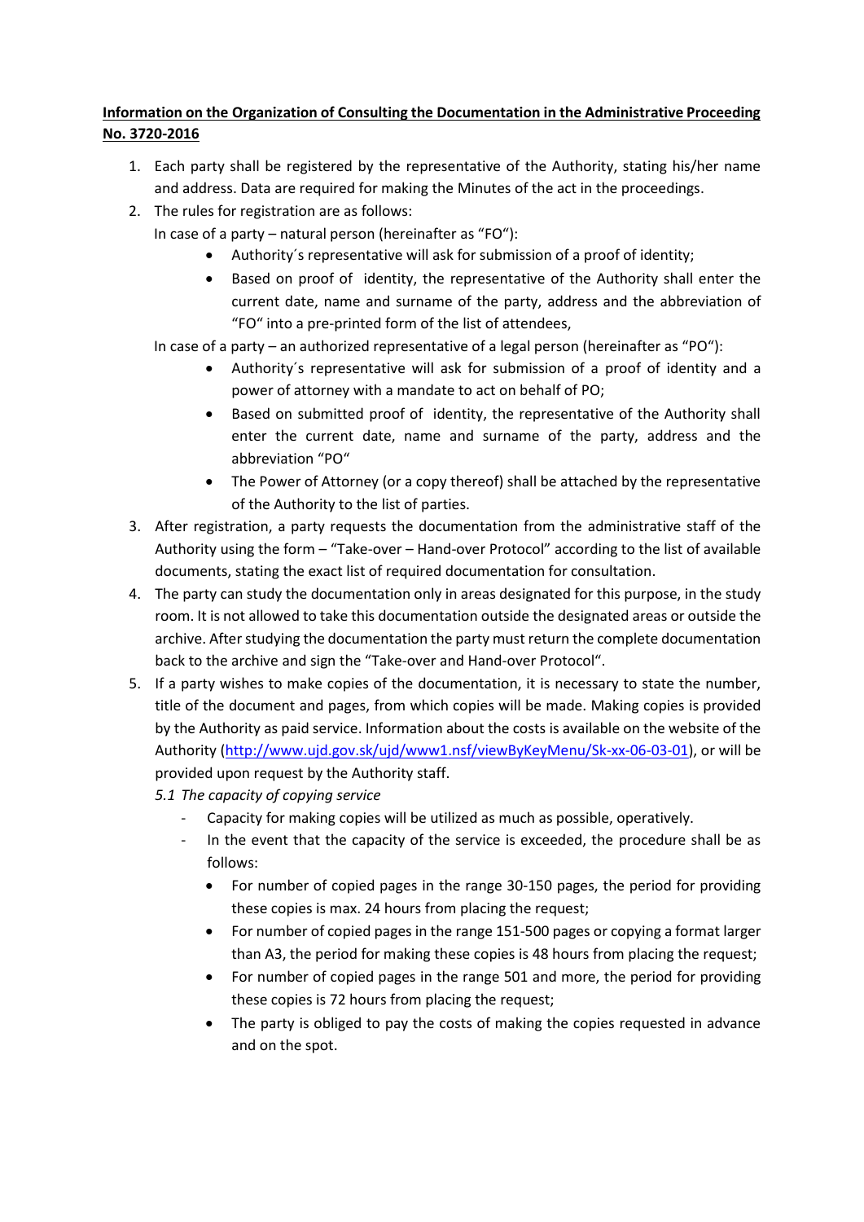**Information on the Organization of Consulting the Documentation in the Administrative Proceeding No. 3720-2016**

1. Each party shall be registered by the representative of the Authority, stating his/her name and address. Data are required for making the Minutes of the act in the proceedings.
2. The rules for registration are as follows:
   In case of a party – natural person (hereinafter as "FO"):
   - Authority´s representative will ask for submission of a proof of identity;
   - Based on proof of identity, the representative of the Authority shall enter the current date, name and surname of the party, address and the abbreviation of "FO" into a pre-printed form of the list of attendees,

   In case of a party – an authorized representative of a legal person (hereinafter as "PO"):
   - Authority´s representative will ask for submission of a proof of identity and a power of attorney with a mandate to act on behalf of PO;
   - Based on submitted proof of identity, the representative of the Authority shall enter the current date, name and surname of the party, address and the abbreviation "PO"
   - The Power of Attorney (or a copy thereof) shall be attached by the representative of the Authority to the list of parties.
3. After registration, a party requests the documentation from the administrative staff of the Authority using the form – "Take-over – Hand-over Protocol" according to the list of available documents, stating the exact list of required documentation for consultation.
4. The party can study the documentation only in areas designated for this purpose, in the study room. It is not allowed to take this documentation outside the designated areas or outside the archive. After studying the documentation the party must return the complete documentation back to the archive and sign the "Take-over and Hand-over Protocol".
5. If a party wishes to make copies of the documentation, it is necessary to state the number, title of the document and pages, from which copies will be made. Making copies is provided by the Authority as paid service. Information about the costs is available on the website of the Authority (http://www.ujd.gov.sk/ujd/www1.nsf/viewByKeyMenu/Sk-xx-06-03-01), or will be provided upon request by the Authority staff.

   *5.1 The capacity of copying service*
   - Capacity for making copies will be utilized as much as possible, operatively.
   - In the event that the capacity of the service is exceeded, the procedure shall be as follows:
     - For number of copied pages in the range 30-150 pages, the period for providing these copies is max. 24 hours from placing the request;
     - For number of copied pages in the range 151-500 pages or copying a format larger than A3, the period for making these copies is 48 hours from placing the request;
     - For number of copied pages in the range 501 and more, the period for providing these copies is 72 hours from placing the request;
     - The party is obliged to pay the costs of making the copies requested in advance and on the spot.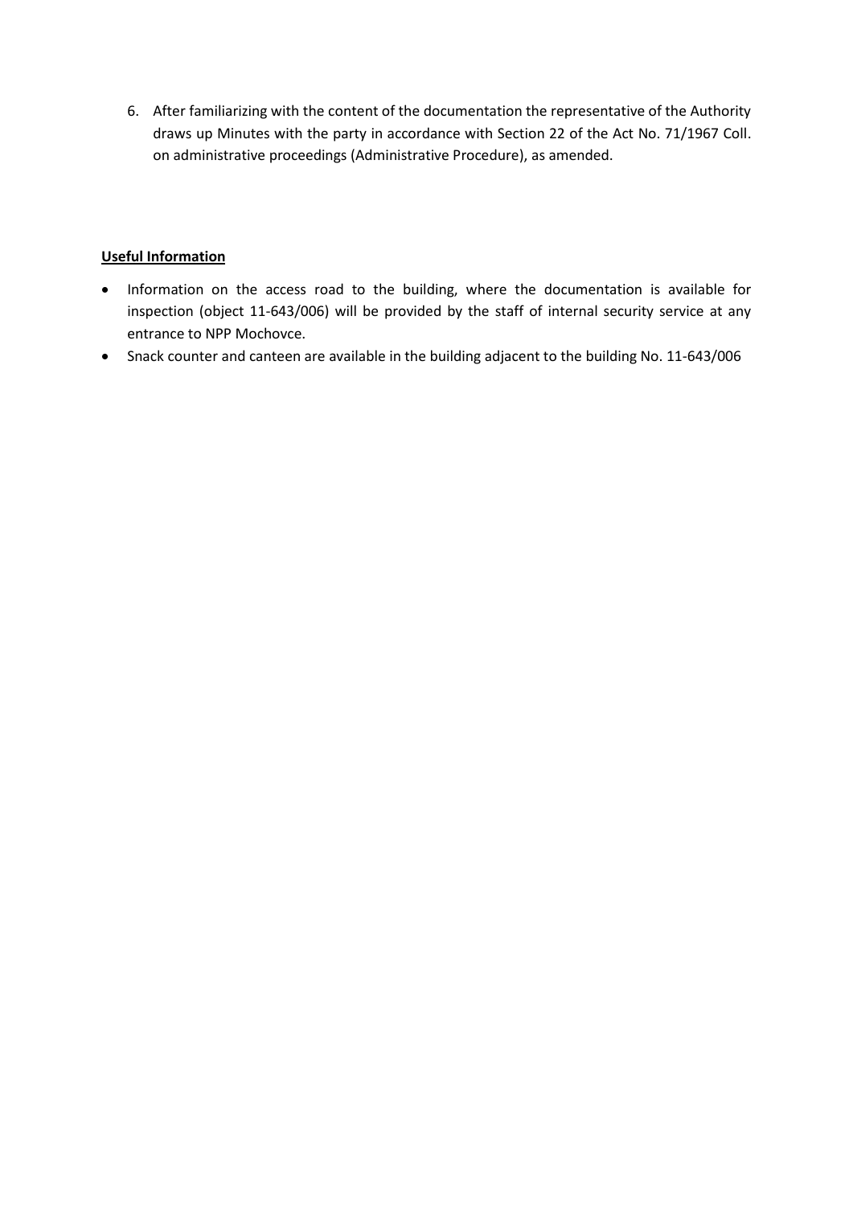6. After familiarizing with the content of the documentation the representative of the Authority draws up Minutes with the party in accordance with Section 22 of the Act No. 71/1967 Coll. on administrative proceedings (Administrative Procedure), as amended.

**Useful Information**

- Information on the access road to the building, where the documentation is available for inspection (object 11-643/006) will be provided by the staff of internal security service at any entrance to NPP Mochovce.
- Snack counter and canteen are available in the building adjacent to the building No. 11-643/006